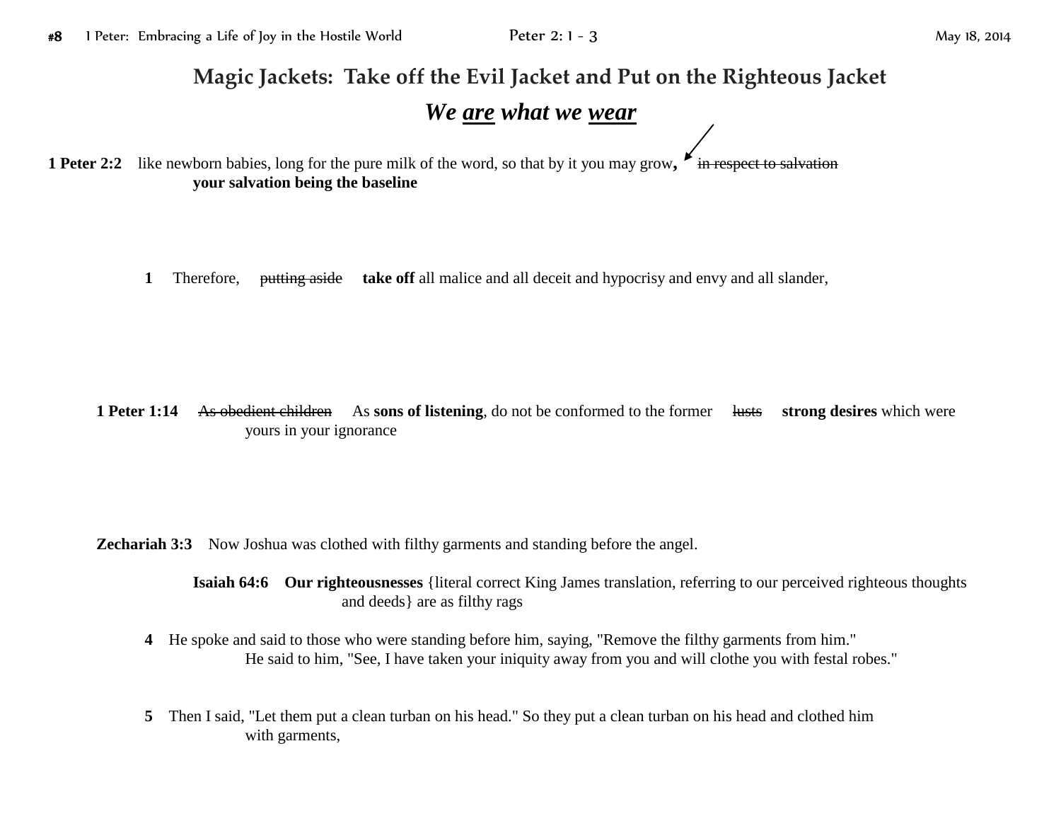# Magic Jackets: Take off the Evil Jacket and Put on the Righteous Jacket

***We <u>are</u> what we <u>wear</u>***

**1 Peter 2:2** like newborn babies, long for the pure milk of the word, so that by it you may grow**,** ~~in respect to salvation~~ **your salvation being the baseline**

**1** Therefore, ~~putting aside~~ **take off** all malice and all deceit and hypocrisy and envy and all slander,

**1 Peter 1:14** ~~As obedient children~~ As **sons of listening**, do not be conformed to the former ~~lusts~~ **strong desires** which were yours in your ignorance

**Zechariah 3:3** Now Joshua was clothed with filthy garments and standing before the angel.

**Isaiah 64:6** **Our righteousnesses** {literal correct King James translation, referring to our perceived righteous thoughts and deeds} are as filthy rags

**4** He spoke and said to those who were standing before him, saying, "Remove the filthy garments from him." He said to him, "See, I have taken your iniquity away from you and will clothe you with festal robes."

**5** Then I said, "Let them put a clean turban on his head." So they put a clean turban on his head and clothed him with garments,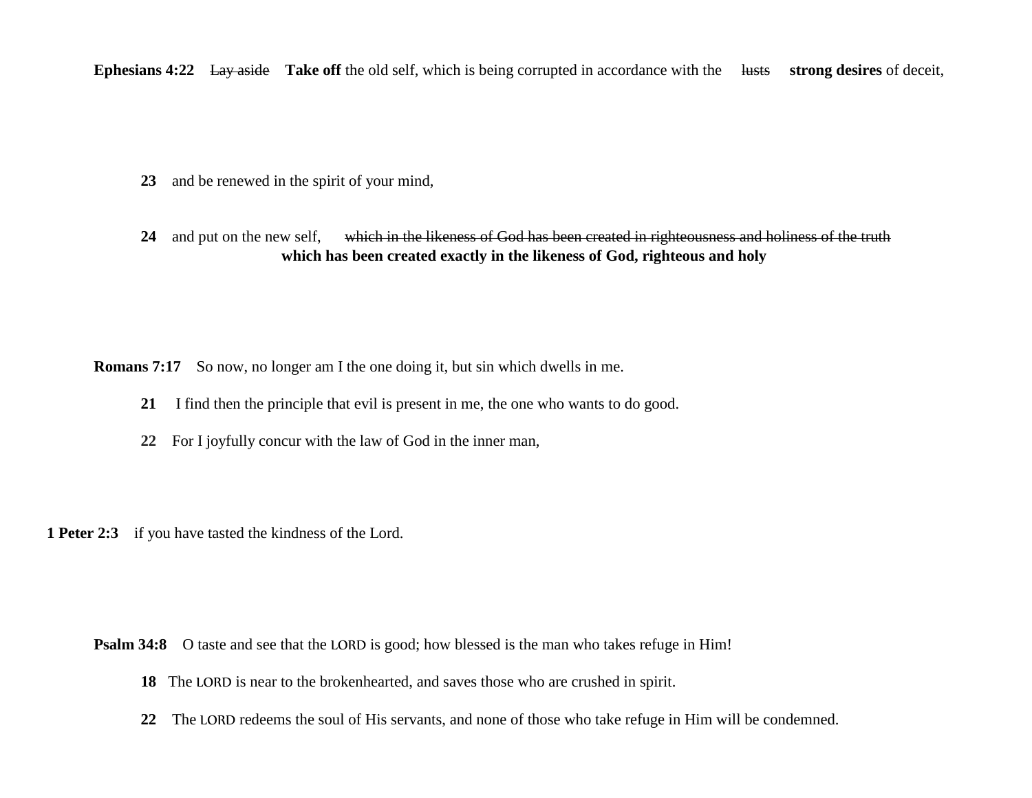**Ephesians 4:22** ~~Lay aside~~ **Take off** the old self, which is being corrupted in accordance with the ~~lusts~~ **strong desires** of deceit,

**23** and be renewed in the spirit of your mind,

**24** and put on the new self, ~~which in the likeness of God has been created in righteousness and holiness of the truth~~
**which has been created exactly in the likeness of God, righteous and holy**

**Romans 7:17** So now, no longer am I the one doing it, but sin which dwells in me.

**21** I find then the principle that evil is present in me, the one who wants to do good.

**22** For I joyfully concur with the law of God in the inner man,

**1 Peter 2:3** if you have tasted the kindness of the Lord.

**Psalm 34:8** O taste and see that the LORD is good; how blessed is the man who takes refuge in Him!

**18** The LORD is near to the brokenhearted, and saves those who are crushed in spirit.

**22** The LORD redeems the soul of His servants, and none of those who take refuge in Him will be condemned.